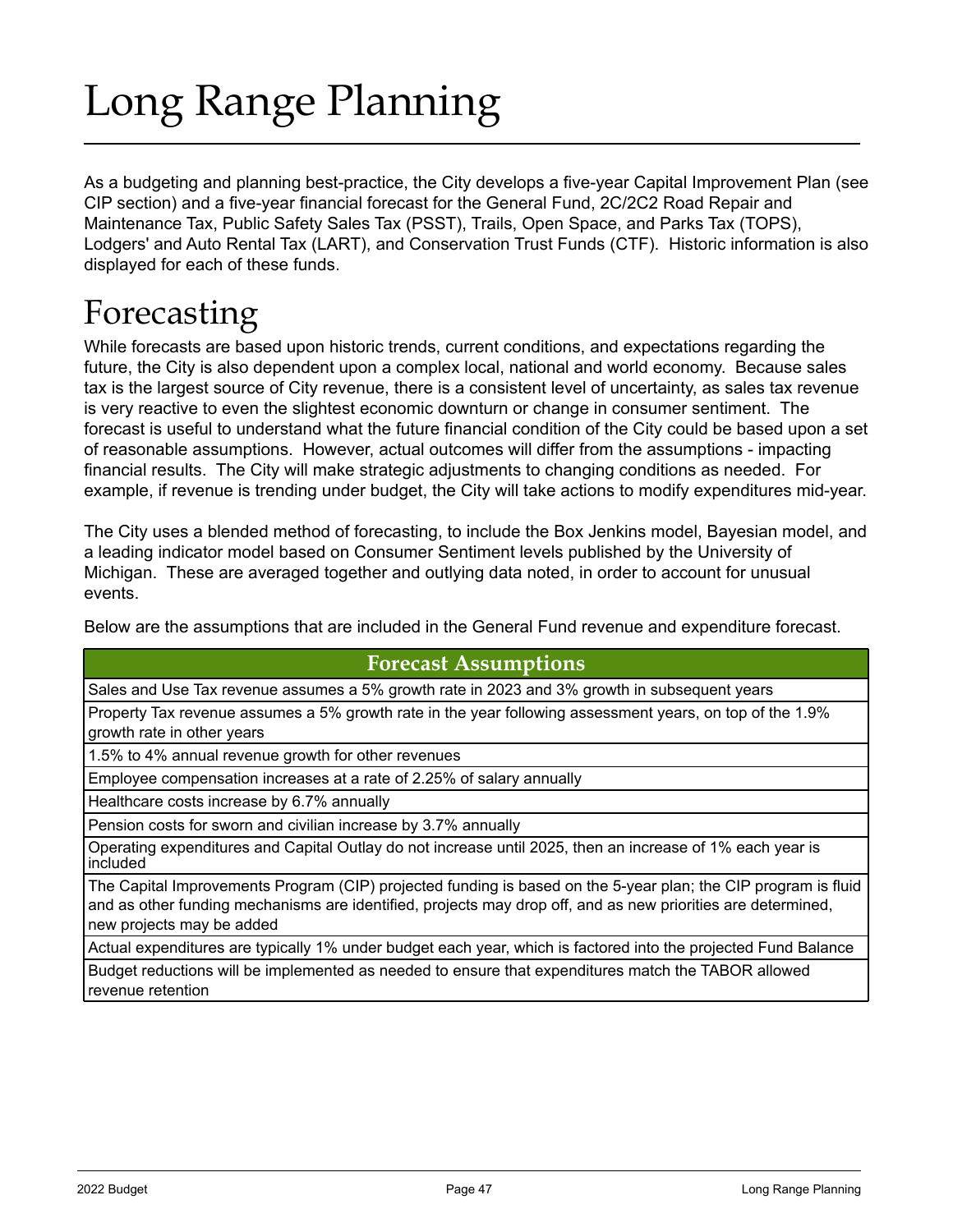# Long Range Planning

As a budgeting and planning best-practice, the City develops a five-year Capital Improvement Plan (see CIP section) and a five-year financial forecast for the General Fund, 2C/2C2 Road Repair and Maintenance Tax, Public Safety Sales Tax (PSST), Trails, Open Space, and Parks Tax (TOPS), Lodgers' and Auto Rental Tax (LART), and Conservation Trust Funds (CTF). Historic information is also displayed for each of these funds.

# Forecasting

While forecasts are based upon historic trends, current conditions, and expectations regarding the future, the City is also dependent upon a complex local, national and world economy. Because sales tax is the largest source of City revenue, there is a consistent level of uncertainty, as sales tax revenue is very reactive to even the slightest economic downturn or change in consumer sentiment. The forecast is useful to understand what the future financial condition of the City could be based upon a set of reasonable assumptions. However, actual outcomes will differ from the assumptions - impacting financial results. The City will make strategic adjustments to changing conditions as needed. For example, if revenue is trending under budget, the City will take actions to modify expenditures mid-year.

The City uses a blended method of forecasting, to include the Box Jenkins model, Bayesian model, and a leading indicator model based on Consumer Sentiment levels published by the University of Michigan. These are averaged together and outlying data noted, in order to account for unusual events.

Below are the assumptions that are included in the General Fund revenue and expenditure forecast.

| Forecast Assumptions |
| --- |
| Sales and Use Tax revenue assumes a 5% growth rate in 2023 and 3% growth in subsequent years |
| Property Tax revenue assumes a 5% growth rate in the year following assessment years, on top of the 1.9% growth rate in other years |
| 1.5% to 4% annual revenue growth for other revenues |
| Employee compensation increases at a rate of 2.25% of salary annually |
| Healthcare costs increase by 6.7% annually |
| Pension costs for sworn and civilian increase by 3.7% annually |
| Operating expenditures and Capital Outlay do not increase until 2025, then an increase of 1% each year is included |
| The Capital Improvements Program (CIP) projected funding is based on the 5-year plan; the CIP program is fluid and as other funding mechanisms are identified, projects may drop off, and as new priorities are determined, new projects may be added |
| Actual expenditures are typically 1% under budget each year, which is factored into the projected Fund Balance |
| Budget reductions will be implemented as needed to ensure that expenditures match the TABOR allowed revenue retention |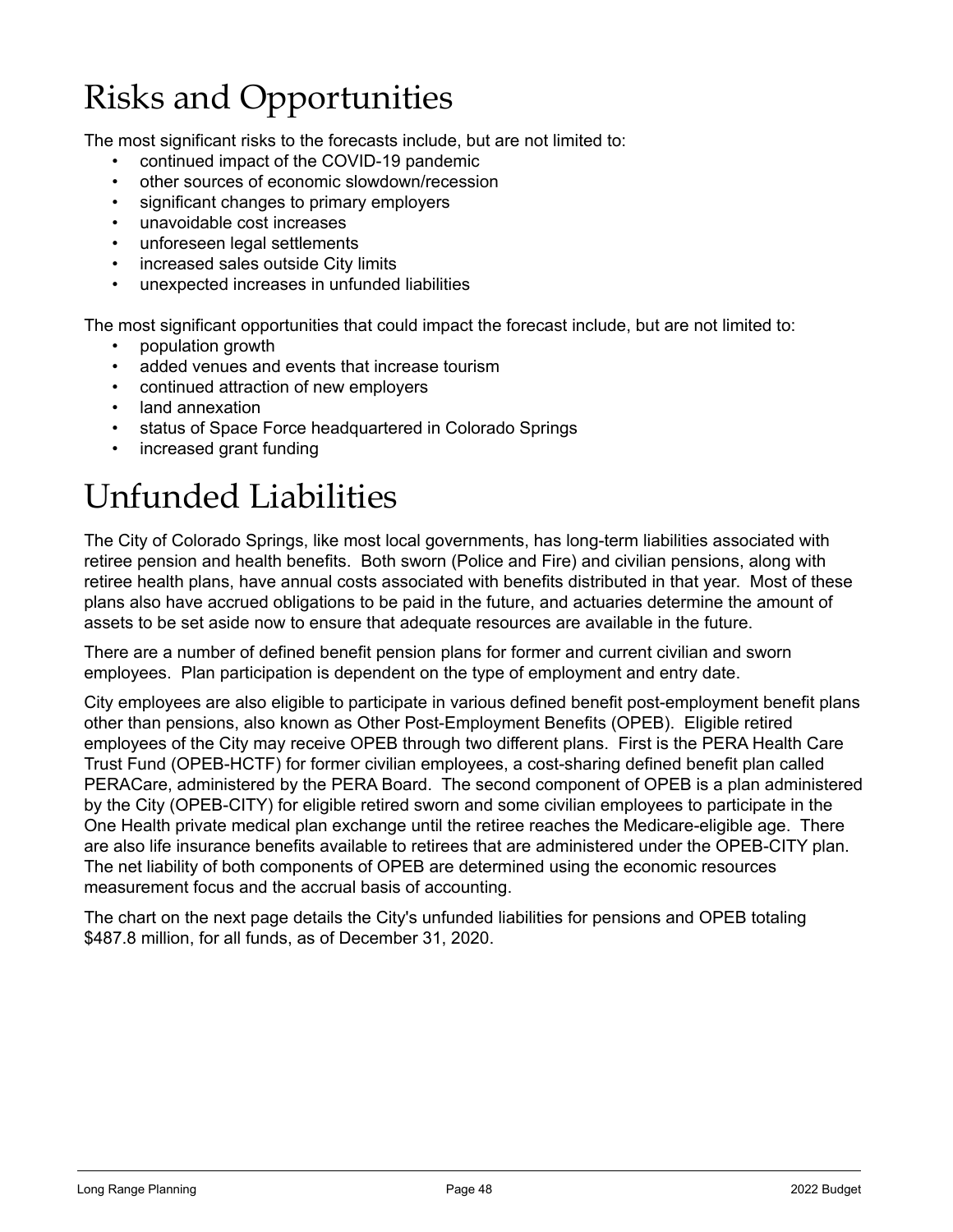# Risks and Opportunities

The most significant risks to the forecasts include, but are not limited to:

- continued impact of the COVID-19 pandemic
- other sources of economic slowdown/recession
- significant changes to primary employers
- unavoidable cost increases
- unforeseen legal settlements
- increased sales outside City limits
- unexpected increases in unfunded liabilities

The most significant opportunities that could impact the forecast include, but are not limited to:

- population growth
- added venues and events that increase tourism
- continued attraction of new employers
- land annexation
- status of Space Force headquartered in Colorado Springs
- increased grant funding

# Unfunded Liabilities

The City of Colorado Springs, like most local governments, has long-term liabilities associated with retiree pension and health benefits. Both sworn (Police and Fire) and civilian pensions, along with retiree health plans, have annual costs associated with benefits distributed in that year. Most of these plans also have accrued obligations to be paid in the future, and actuaries determine the amount of assets to be set aside now to ensure that adequate resources are available in the future.

There are a number of defined benefit pension plans for former and current civilian and sworn employees. Plan participation is dependent on the type of employment and entry date.

City employees are also eligible to participate in various defined benefit post-employment benefit plans other than pensions, also known as Other Post-Employment Benefits (OPEB). Eligible retired employees of the City may receive OPEB through two different plans. First is the PERA Health Care Trust Fund (OPEB-HCTF) for former civilian employees, a cost-sharing defined benefit plan called PERACare, administered by the PERA Board. The second component of OPEB is a plan administered by the City (OPEB-CITY) for eligible retired sworn and some civilian employees to participate in the One Health private medical plan exchange until the retiree reaches the Medicare-eligible age. There are also life insurance benefits available to retirees that are administered under the OPEB-CITY plan. The net liability of both components of OPEB are determined using the economic resources measurement focus and the accrual basis of accounting.

The chart on the next page details the City's unfunded liabilities for pensions and OPEB totaling $487.8 million, for all funds, as of December 31, 2020.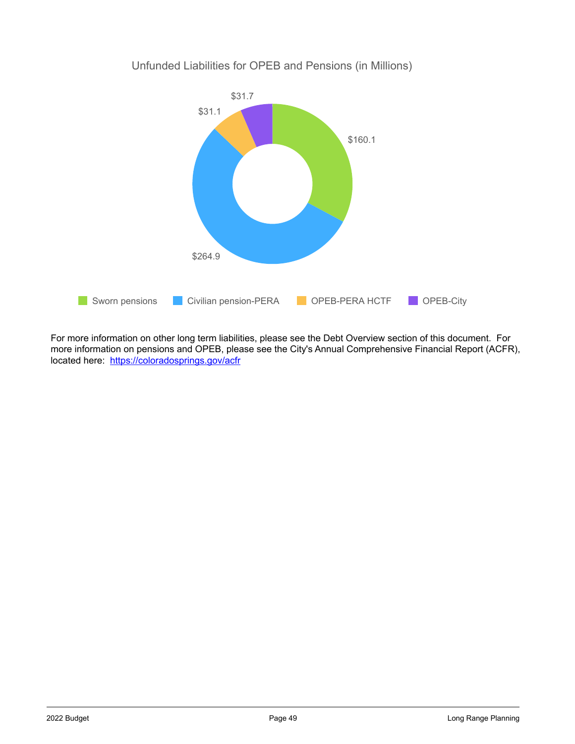Unfunded Liabilities for OPEB and Pensions (in Millions)

| Category | Amount |
| --- | --- |
| Sworn pensions | $160.1 |
| Civilian pension-PERA | $264.9 |
| OPEB-PERA HCTF | $31.1 |
| OPEB-City | $31.7 |

For more information on other long term liabilities, please see the Debt Overview section of this document. For more information on pensions and OPEB, please see the City's Annual Comprehensive Financial Report (ACFR), located here: [https://coloradosprings.gov/acfr](https://coloradosprings.gov/acfr)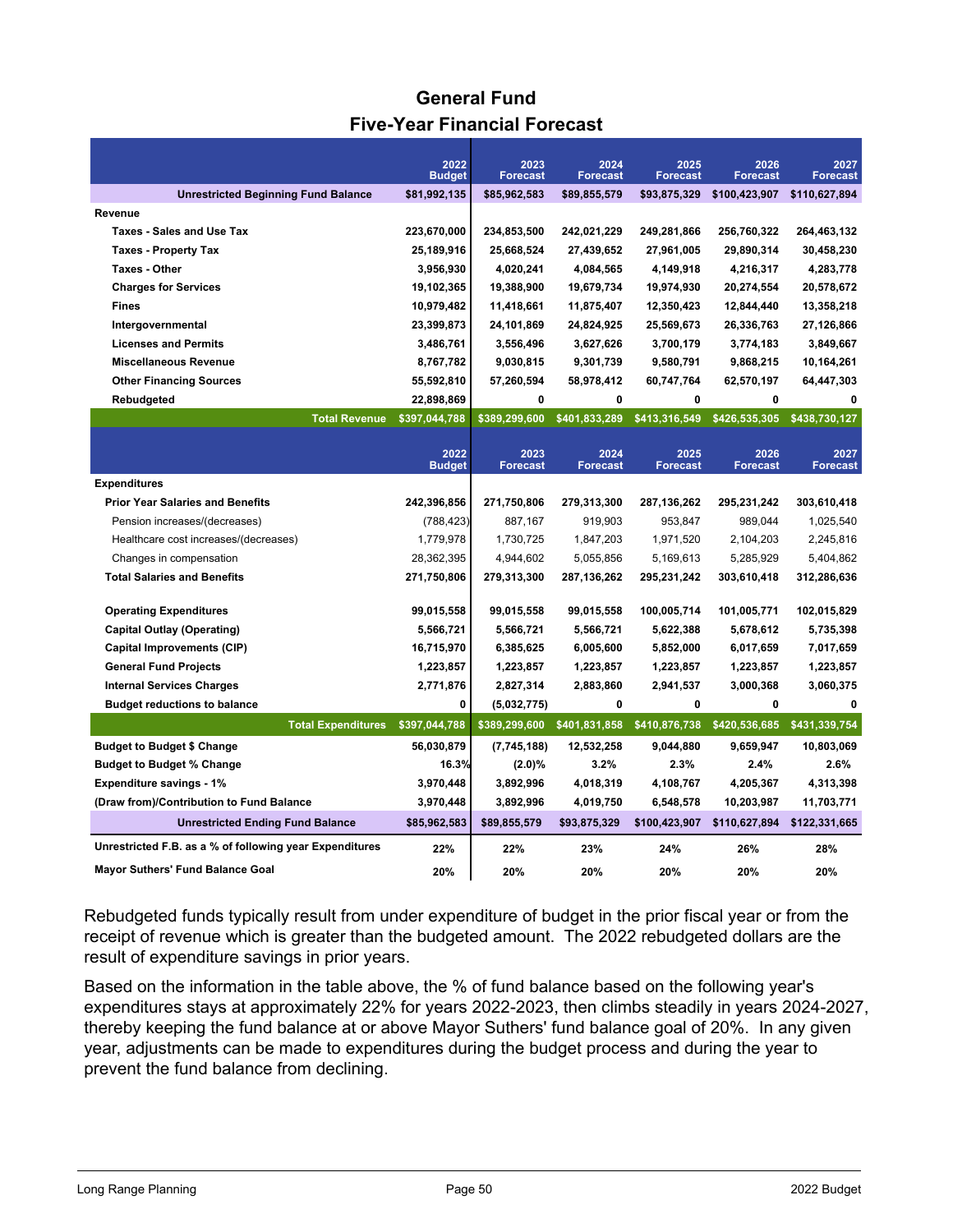## General Fund
## Five-Year Financial Forecast

| | 2022 Budget | 2023 Forecast | 2024 Forecast | 2025 Forecast | 2026 Forecast | 2027 Forecast |
|---|---|---|---|---|---|---|
| **Unrestricted Beginning Fund Balance** | **$81,992,135** | **$85,962,583** | **$89,855,579** | **$93,875,329** | **$100,423,907** | **$110,627,894** |
| **Revenue** | | | | | | |
| **Taxes - Sales and Use Tax** | **223,670,000** | **234,853,500** | **242,021,229** | **249,281,866** | **256,760,322** | **264,463,132** |
| **Taxes - Property Tax** | **25,189,916** | **25,668,524** | **27,439,652** | **27,961,005** | **29,890,314** | **30,458,230** |
| **Taxes - Other** | **3,956,930** | **4,020,241** | **4,084,565** | **4,149,918** | **4,216,317** | **4,283,778** |
| **Charges for Services** | **19,102,365** | **19,388,900** | **19,679,734** | **19,974,930** | **20,274,554** | **20,578,672** |
| **Fines** | **10,979,482** | **11,418,661** | **11,875,407** | **12,350,423** | **12,844,440** | **13,358,218** |
| **Intergovernmental** | **23,399,873** | **24,101,869** | **24,824,925** | **25,569,673** | **26,336,763** | **27,126,866** |
| **Licenses and Permits** | **3,486,761** | **3,556,496** | **3,627,626** | **3,700,179** | **3,774,183** | **3,849,667** |
| **Miscellaneous Revenue** | **8,767,782** | **9,030,815** | **9,301,739** | **9,580,791** | **9,868,215** | **10,164,261** |
| **Other Financing Sources** | **55,592,810** | **57,260,594** | **58,978,412** | **60,747,764** | **62,570,197** | **64,447,303** |
| **Rebudgeted** | **22,898,869** | **0** | **0** | **0** | **0** | **0** |
| **Total Revenue** | **$397,044,788** | **$389,299,600** | **$401,833,289** | **$413,316,549** | **$426,535,305** | **$438,730,127** |
| | **2022 Budget** | **2023 Forecast** | **2024 Forecast** | **2025 Forecast** | **2026 Forecast** | **2027 Forecast** |
| **Expenditures** | | | | | | |
| **Prior Year Salaries and Benefits** | **242,396,856** | **271,750,806** | **279,313,300** | **287,136,262** | **295,231,242** | **303,610,418** |
| Pension increases/(decreases) | (788,423) | 887,167 | 919,903 | 953,847 | 989,044 | 1,025,540 |
| Healthcare cost increases/(decreases) | 1,779,978 | 1,730,725 | 1,847,203 | 1,971,520 | 2,104,203 | 2,245,816 |
| Changes in compensation | 28,362,395 | 4,944,602 | 5,055,856 | 5,169,613 | 5,285,929 | 5,404,862 |
| **Total Salaries and Benefits** | **271,750,806** | **279,313,300** | **287,136,262** | **295,231,242** | **303,610,418** | **312,286,636** |
| **Operating Expenditures** | **99,015,558** | **99,015,558** | **99,015,558** | **100,005,714** | **101,005,771** | **102,015,829** |
| **Capital Outlay (Operating)** | **5,566,721** | **5,566,721** | **5,566,721** | **5,622,388** | **5,678,612** | **5,735,398** |
| **Capital Improvements (CIP)** | **16,715,970** | **6,385,625** | **6,005,600** | **5,852,000** | **6,017,659** | **7,017,659** |
| **General Fund Projects** | **1,223,857** | **1,223,857** | **1,223,857** | **1,223,857** | **1,223,857** | **1,223,857** |
| **Internal Services Charges** | **2,771,876** | **2,827,314** | **2,883,860** | **2,941,537** | **3,000,368** | **3,060,375** |
| **Budget reductions to balance** | **0** | **(5,032,775)** | **0** | **0** | **0** | **0** |
| **Total Expenditures** | **$397,044,788** | **$389,299,600** | **$401,831,858** | **$410,876,738** | **$420,536,685** | **$431,339,754** |
| **Budget to Budget $ Change** | **56,030,879** | **(7,745,188)** | **12,532,258** | **9,044,880** | **9,659,947** | **10,803,069** |
| **Budget to Budget % Change** | **16.3%** | **(2.0)%** | **3.2%** | **2.3%** | **2.4%** | **2.6%** |
| **Expenditure savings - 1%** | **3,970,448** | **3,892,996** | **4,018,319** | **4,108,767** | **4,205,367** | **4,313,398** |
| **(Draw from)/Contribution to Fund Balance** | **3,970,448** | **3,892,996** | **4,019,750** | **6,548,578** | **10,203,987** | **11,703,771** |
| **Unrestricted Ending Fund Balance** | **$85,962,583** | **$89,855,579** | **$93,875,329** | **$100,423,907** | **$110,627,894** | **$122,331,665** |
| **Unrestricted F.B. as a % of following year Expenditures** | **22%** | **22%** | **23%** | **24%** | **26%** | **28%** |
| **Mayor Suthers' Fund Balance Goal** | **20%** | **20%** | **20%** | **20%** | **20%** | **20%** |

Rebudgeted funds typically result from under expenditure of budget in the prior fiscal year or from the receipt of revenue which is greater than the budgeted amount. The 2022 rebudgeted dollars are the result of expenditure savings in prior years.

Based on the information in the table above, the % of fund balance based on the following year's expenditures stays at approximately 22% for years 2022-2023, then climbs steadily in years 2024-2027, thereby keeping the fund balance at or above Mayor Suthers' fund balance goal of 20%. In any given year, adjustments can be made to expenditures during the budget process and during the year to prevent the fund balance from declining.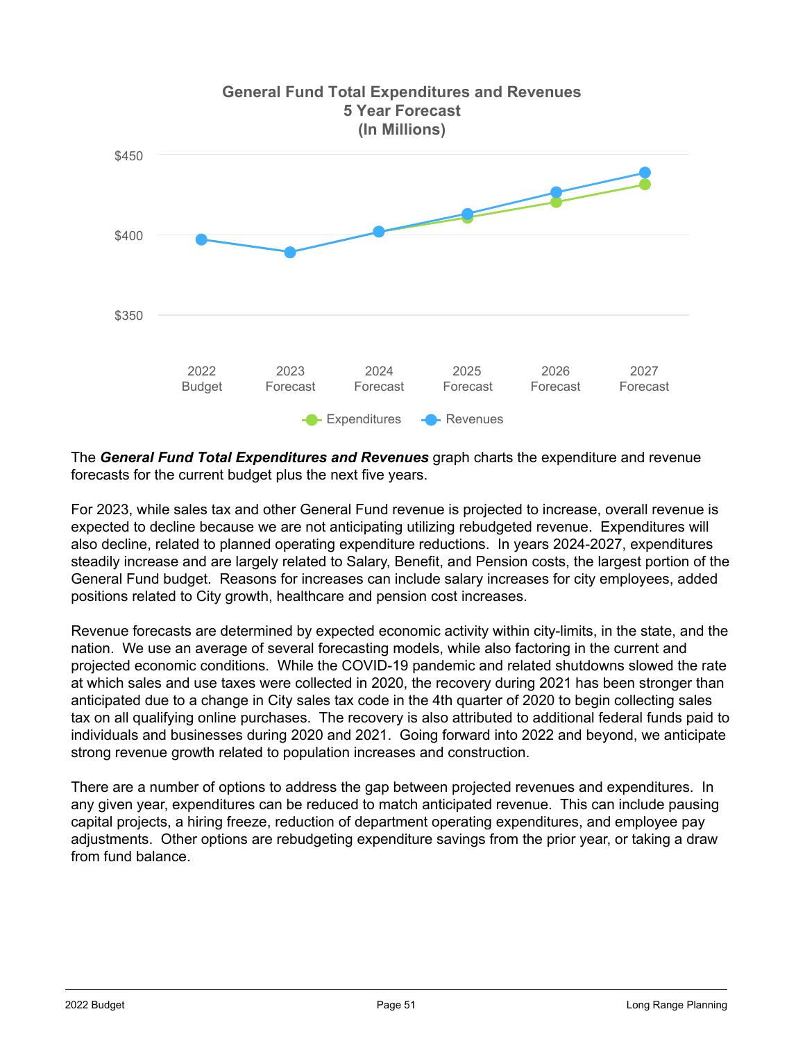**General Fund Total Expenditures and Revenues**
**5 Year Forecast**
**(In Millions)**

The ***General Fund Total Expenditures and Revenues*** graph charts the expenditure and revenue forecasts for the current budget plus the next five years.

For 2023, while sales tax and other General Fund revenue is projected to increase, overall revenue is expected to decline because we are not anticipating utilizing rebudgeted revenue. Expenditures will also decline, related to planned operating expenditure reductions. In years 2024-2027, expenditures steadily increase and are largely related to Salary, Benefit, and Pension costs, the largest portion of the General Fund budget. Reasons for increases can include salary increases for city employees, added positions related to City growth, healthcare and pension cost increases.

Revenue forecasts are determined by expected economic activity within city-limits, in the state, and the nation. We use an average of several forecasting models, while also factoring in the current and projected economic conditions. While the COVID-19 pandemic and related shutdowns slowed the rate at which sales and use taxes were collected in 2020, the recovery during 2021 has been stronger than anticipated due to a change in City sales tax code in the 4th quarter of 2020 to begin collecting sales tax on all qualifying online purchases. The recovery is also attributed to additional federal funds paid to individuals and businesses during 2020 and 2021. Going forward into 2022 and beyond, we anticipate strong revenue growth related to population increases and construction.

There are a number of options to address the gap between projected revenues and expenditures. In any given year, expenditures can be reduced to match anticipated revenue. This can include pausing capital projects, a hiring freeze, reduction of department operating expenditures, and employee pay adjustments. Other options are rebudgeting expenditure savings from the prior year, or taking a draw from fund balance.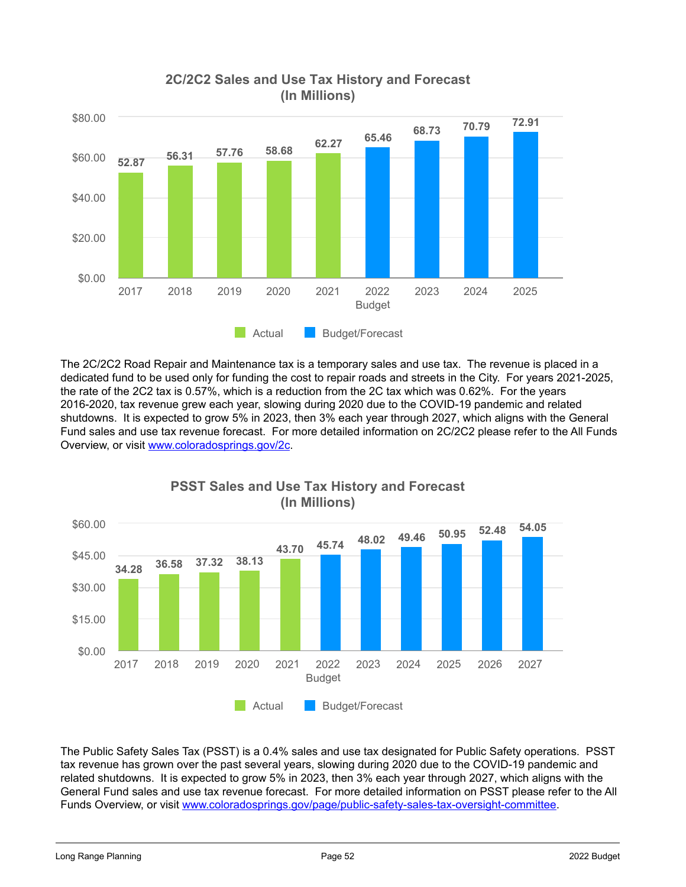## 2C/2C2 Sales and Use Tax History and Forecast (In Millions)

| Year | Amount | Type |
|---|---|---|
| 2017 | 52.87 | Actual |
| 2018 | 56.31 | Actual |
| 2019 | 57.76 | Actual |
| 2020 | 58.68 | Actual |
| 2021 | 62.27 | Actual |
| 2022 Budget | 65.46 | Budget/Forecast |
| 2023 | 68.73 | Budget/Forecast |
| 2024 | 70.79 | Budget/Forecast |
| 2025 | 72.91 | Budget/Forecast |

The 2C/2C2 Road Repair and Maintenance tax is a temporary sales and use tax. The revenue is placed in a dedicated fund to be used only for funding the cost to repair roads and streets in the City. For years 2021-2025, the rate of the 2C2 tax is 0.57%, which is a reduction from the 2C tax which was 0.62%. For the years 2016-2020, tax revenue grew each year, slowing during 2020 due to the COVID-19 pandemic and related shutdowns. It is expected to grow 5% in 2023, then 3% each year through 2027, which aligns with the General Fund sales and use tax revenue forecast. For more detailed information on 2C/2C2 please refer to the All Funds Overview, or visit [www.coloradosprings.gov/2c](www.coloradosprings.gov/2c).

## PSST Sales and Use Tax History and Forecast (In Millions)

| Year | Amount | Type |
|---|---|---|
| 2017 | 34.28 | Actual |
| 2018 | 36.58 | Actual |
| 2019 | 37.32 | Actual |
| 2020 | 38.13 | Actual |
| 2021 | 43.70 | Actual |
| 2022 Budget | 45.74 | Budget/Forecast |
| 2023 | 48.02 | Budget/Forecast |
| 2024 | 49.46 | Budget/Forecast |
| 2025 | 50.95 | Budget/Forecast |
| 2026 | 52.48 | Budget/Forecast |
| 2027 | 54.05 | Budget/Forecast |

The Public Safety Sales Tax (PSST) is a 0.4% sales and use tax designated for Public Safety operations. PSST tax revenue has grown over the past several years, slowing during 2020 due to the COVID-19 pandemic and related shutdowns. It is expected to grow 5% in 2023, then 3% each year through 2027, which aligns with the General Fund sales and use tax revenue forecast. For more detailed information on PSST please refer to the All Funds Overview, or visit [www.coloradosprings.gov/page/public-safety-sales-tax-oversight-committee](www.coloradosprings.gov/page/public-safety-sales-tax-oversight-committee).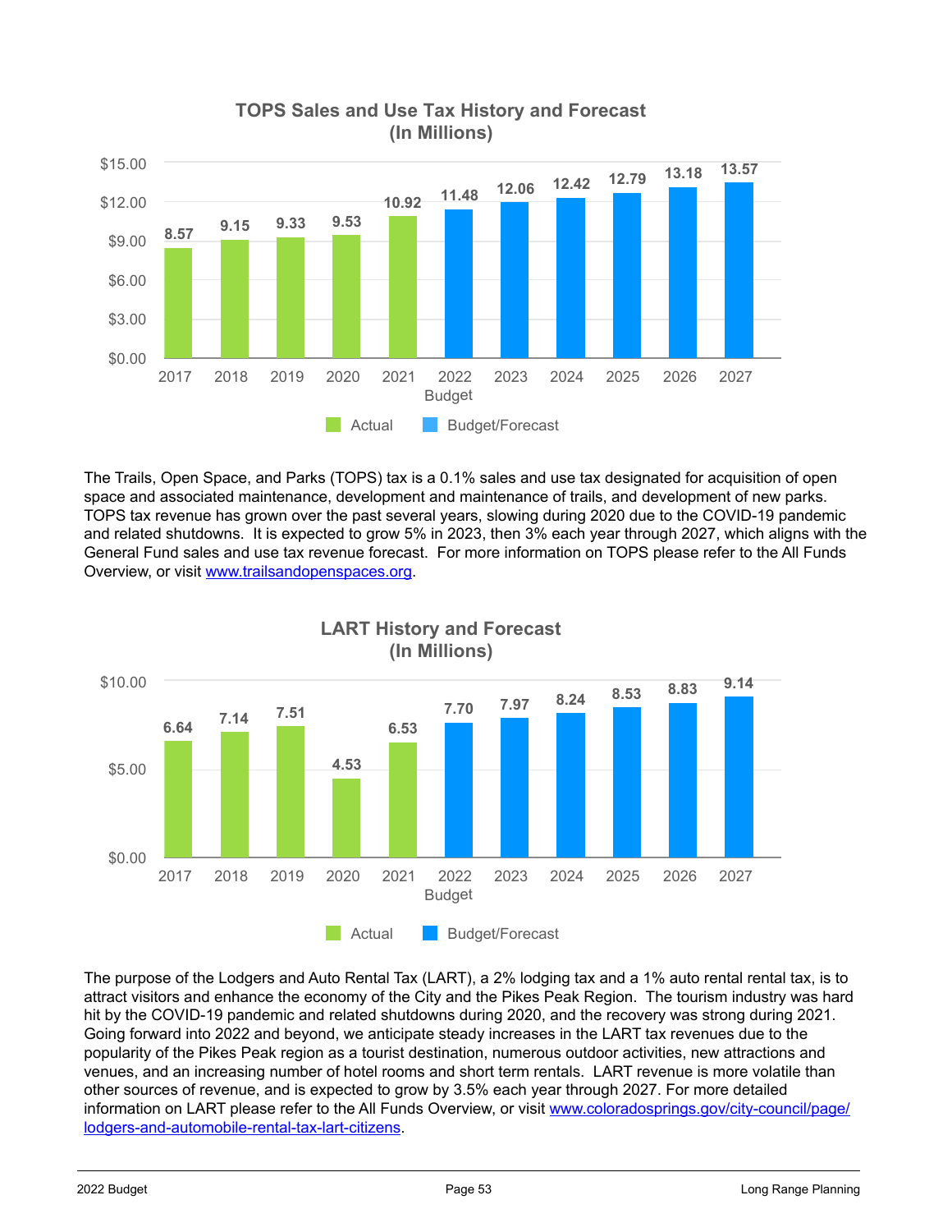## TOPS Sales and Use Tax History and Forecast (In Millions)

| Year | Amount | Type |
|---|---|---|
| 2017 | 8.57 | Actual |
| 2018 | 9.15 | Actual |
| 2019 | 9.33 | Actual |
| 2020 | 9.53 | Actual |
| 2021 | 10.92 | Actual |
| 2022 Budget | 11.48 | Budget/Forecast |
| 2023 | 12.06 | Budget/Forecast |
| 2024 | 12.42 | Budget/Forecast |
| 2025 | 12.79 | Budget/Forecast |
| 2026 | 13.18 | Budget/Forecast |
| 2027 | 13.57 | Budget/Forecast |

The Trails, Open Space, and Parks (TOPS) tax is a 0.1% sales and use tax designated for acquisition of open space and associated maintenance, development and maintenance of trails, and development of new parks. TOPS tax revenue has grown over the past several years, slowing during 2020 due to the COVID-19 pandemic and related shutdowns. It is expected to grow 5% in 2023, then 3% each year through 2027, which aligns with the General Fund sales and use tax revenue forecast. For more information on TOPS please refer to the All Funds Overview, or visit [www.trailsandopenspaces.org](www.trailsandopenspaces.org).

## LART History and Forecast (In Millions)

| Year | Amount | Type |
|---|---|---|
| 2017 | 6.64 | Actual |
| 2018 | 7.14 | Actual |
| 2019 | 7.51 | Actual |
| 2020 | 4.53 | Actual |
| 2021 | 6.53 | Actual |
| 2022 Budget | 7.70 | Budget/Forecast |
| 2023 | 7.97 | Budget/Forecast |
| 2024 | 8.24 | Budget/Forecast |
| 2025 | 8.53 | Budget/Forecast |
| 2026 | 8.83 | Budget/Forecast |
| 2027 | 9.14 | Budget/Forecast |

The purpose of the Lodgers and Auto Rental Tax (LART), a 2% lodging tax and a 1% auto rental rental tax, is to attract visitors and enhance the economy of the City and the Pikes Peak Region. The tourism industry was hard hit by the COVID-19 pandemic and related shutdowns during 2020, and the recovery was strong during 2021. Going forward into 2022 and beyond, we anticipate steady increases in the LART tax revenues due to the popularity of the Pikes Peak region as a tourist destination, numerous outdoor activities, new attractions and venues, and an increasing number of hotel rooms and short term rentals. LART revenue is more volatile than other sources of revenue, and is expected to grow by 3.5% each year through 2027. For more detailed information on LART please refer to the All Funds Overview, or visit [www.coloradosprings.gov/city-council/page/lodgers-and-automobile-rental-tax-lart-citizens](www.coloradosprings.gov/city-council/page/lodgers-and-automobile-rental-tax-lart-citizens).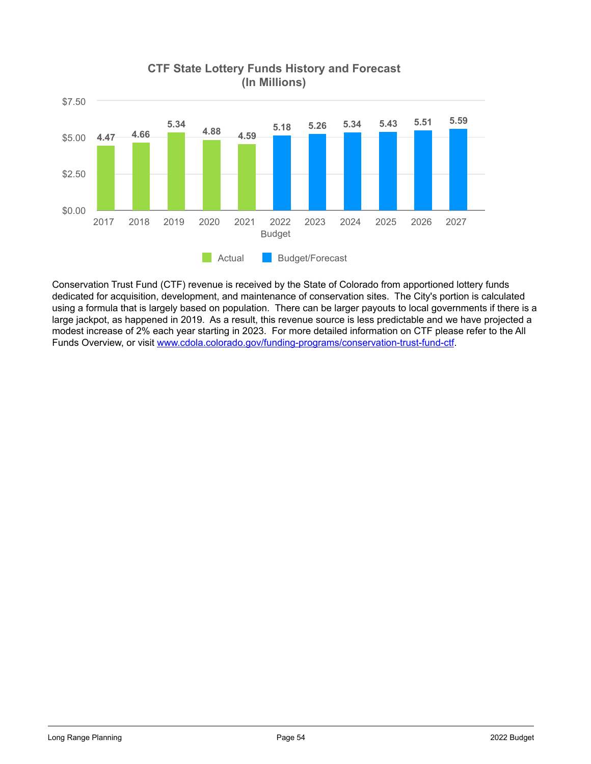**CTF State Lottery Funds History and Forecast (In Millions)**

$7.50
$5.00
$2.50
$0.00

4.47 4.66 5.34 4.88 4.59 5.18 5.26 5.34 5.43 5.51 5.59

2017 2018 2019 2020 2021 2022 Budget 2023 2024 2025 2026 2027

Actual
Budget/Forecast

Conservation Trust Fund (CTF) revenue is received by the State of Colorado from apportioned lottery funds dedicated for acquisition, development, and maintenance of conservation sites. The City's portion is calculated using a formula that is largely based on population. There can be larger payouts to local governments if there is a large jackpot, as happened in 2019. As a result, this revenue source is less predictable and we have projected a modest increase of 2% each year starting in 2023. For more detailed information on CTF please refer to the All Funds Overview, or visit [www.cdola.colorado.gov/funding-programs/conservation-trust-fund-ctf](http://www.cdola.colorado.gov/funding-programs/conservation-trust-fund-ctf).